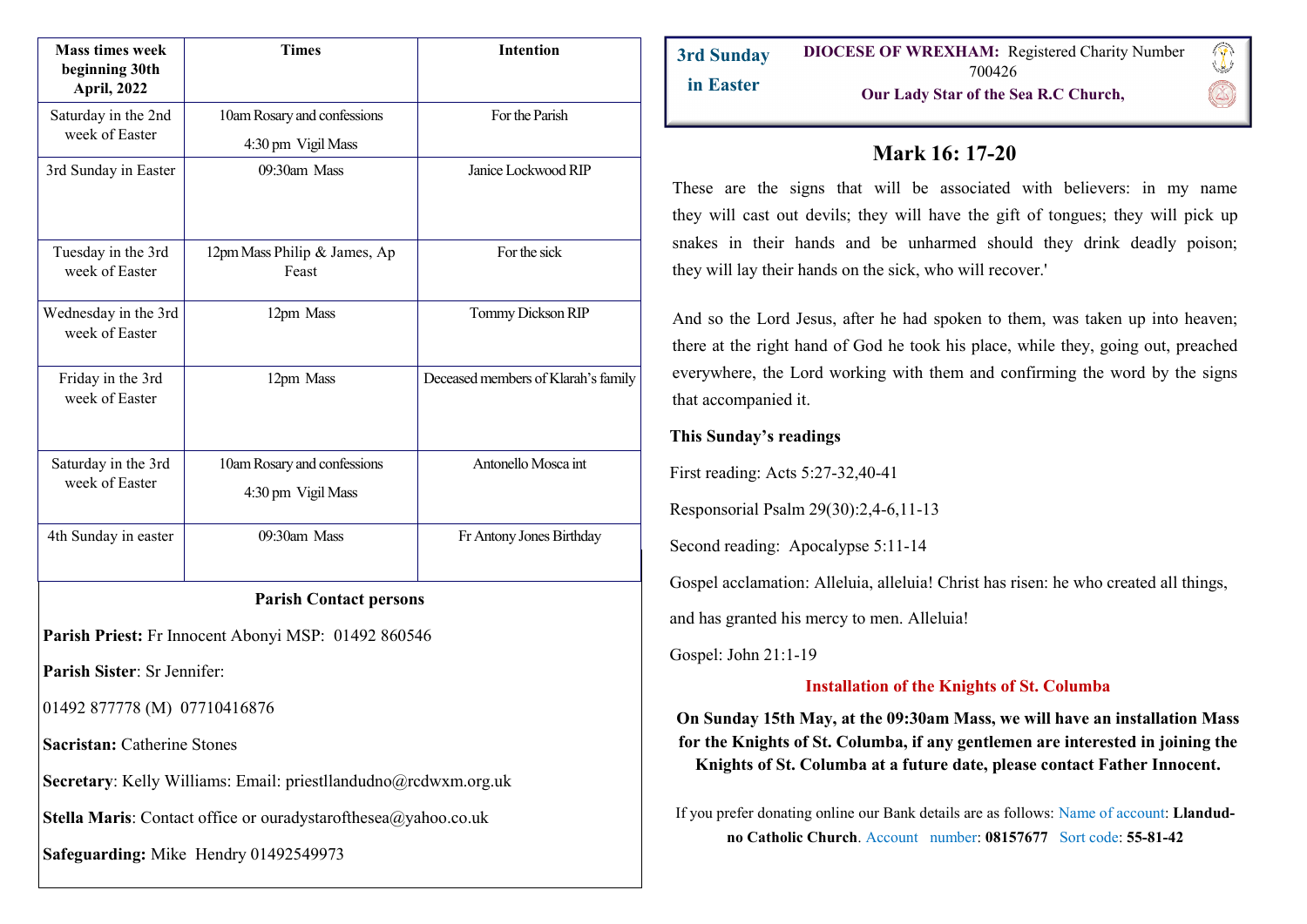| Mass times week beginning 30th April, 2022 | Times | Intention |
|---|---|---|
| Saturday in the 2nd week of Easter | 10am Rosary and confessions<br>4:30 pm Vigil Mass | For the Parish |
| 3rd Sunday in Easter | 09:30am Mass | Janice Lockwood RIP |
| Tuesday in the 3rd week of Easter | 12pm Mass Philip & James, Ap Feast | For the sick |
| Wednesday in the 3rd week of Easter | 12pm Mass | Tommy Dickson RIP |
| Friday in the 3rd week of Easter | 12pm Mass | Deceased members of Klarah's family |
| Saturday in the 3rd week of Easter | 10am Rosary and confessions<br>4:30 pm Vigil Mass | Antonello Mosca int |
| 4th Sunday in easter | 09:30am Mass | Fr Antony Jones Birthday |

**Parish Contact persons**

**Parish Priest:** Fr Innocent Abonyi MSP: 01492 860546

**Parish Sister**: Sr Jennifer:

01492 877778 (M) 07710416876

**Sacristan:** Catherine Stones

**Secretary**: Kelly Williams: Email: priestllandudno@rcdwxm.org.uk

**Stella Maris**: Contact office or ouradystarofthesea@yahoo.co.uk

**Safeguarding:** Mike Hendry 01492549973

**3rd Sunday in Easter**

**DIOCESE OF WREXHAM:** Registered Charity Number 700426

**Our Lady Star of the Sea R.C Church,**

## Mark 16: 17-20

These are the signs that will be associated with believers: in my name they will cast out devils; they will have the gift of tongues; they will pick up snakes in their hands and be unharmed should they drink deadly poison; they will lay their hands on the sick, who will recover.'

And so the Lord Jesus, after he had spoken to them, was taken up into heaven; there at the right hand of God he took his place, while they, going out, preached everywhere, the Lord working with them and confirming the word by the signs that accompanied it.

**This Sunday's readings**

First reading: Acts 5:27-32,40-41

Responsorial Psalm 29(30):2,4-6,11-13

Second reading: Apocalypse 5:11-14

Gospel acclamation: Alleluia, alleluia! Christ has risen: he who created all things, and has granted his mercy to men. Alleluia!

Gospel: John 21:1-19

**Installation of the Knights of St. Columba**

**On Sunday 15th May, at the 09:30am Mass, we will have an installation Mass for the Knights of St. Columba, if any gentlemen are interested in joining the Knights of St. Columba at a future date, please contact Father Innocent.**

If you prefer donating online our Bank details are as follows: Name of account: **Llandudno Catholic Church**. Account number: **08157677** Sort code: **55-81-42**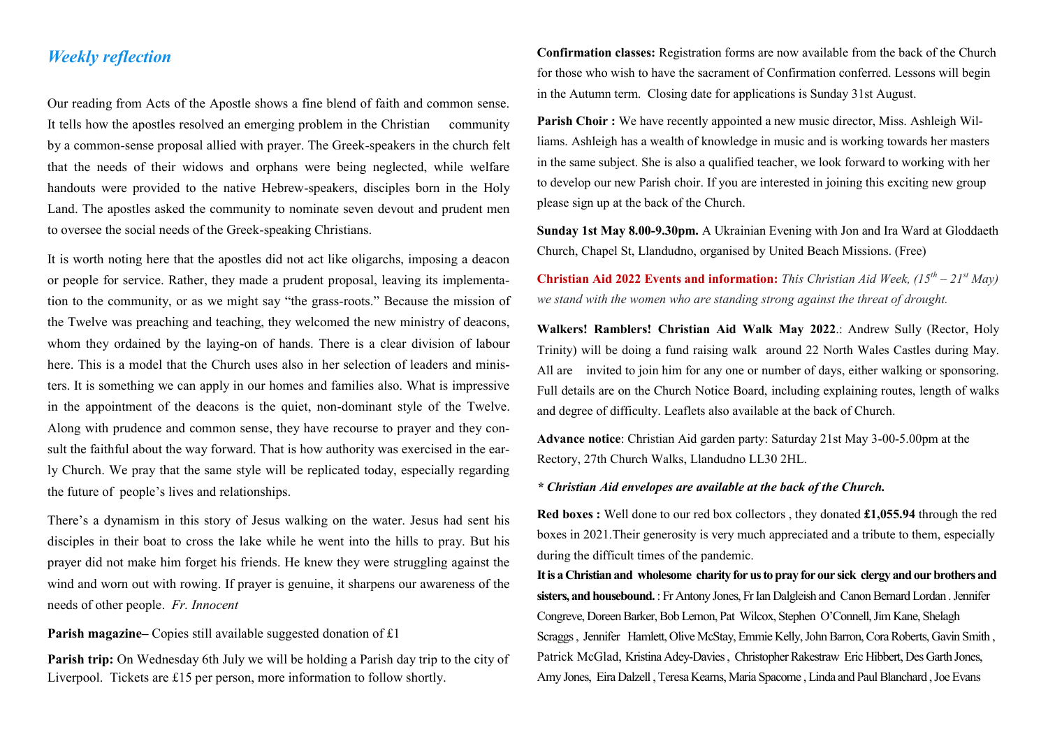## *Weekly reflection*

Our reading from Acts of the Apostle shows a fine blend of faith and common sense. It tells how the apostles resolved an emerging problem in the Christian community by a common-sense proposal allied with prayer. The Greek-speakers in the church felt that the needs of their widows and orphans were being neglected, while welfare handouts were provided to the native Hebrew-speakers, disciples born in the Holy Land. The apostles asked the community to nominate seven devout and prudent men to oversee the social needs of the Greek-speaking Christians.

It is worth noting here that the apostles did not act like oligarchs, imposing a deacon or people for service. Rather, they made a prudent proposal, leaving its implementation to the community, or as we might say "the grass-roots." Because the mission of the Twelve was preaching and teaching, they welcomed the new ministry of deacons, whom they ordained by the laying-on of hands. There is a clear division of labour here. This is a model that the Church uses also in her selection of leaders and ministers. It is something we can apply in our homes and families also. What is impressive in the appointment of the deacons is the quiet, non-dominant style of the Twelve. Along with prudence and common sense, they have recourse to prayer and they consult the faithful about the way forward. That is how authority was exercised in the early Church. We pray that the same style will be replicated today, especially regarding the future of people's lives and relationships.

There's a dynamism in this story of Jesus walking on the water. Jesus had sent his disciples in their boat to cross the lake while he went into the hills to pray. But his prayer did not make him forget his friends. He knew they were struggling against the wind and worn out with rowing. If prayer is genuine, it sharpens our awareness of the needs of other people. *Fr. Innocent*

**Parish magazine–** Copies still available suggested donation of £1

**Parish trip:** On Wednesday 6th July we will be holding a Parish day trip to the city of Liverpool. Tickets are £15 per person, more information to follow shortly.

**Confirmation classes:** Registration forms are now available from the back of the Church for those who wish to have the sacrament of Confirmation conferred. Lessons will begin in the Autumn term. Closing date for applications is Sunday 31st August.

**Parish Choir :** We have recently appointed a new music director, Miss. Ashleigh Williams. Ashleigh has a wealth of knowledge in music and is working towards her masters in the same subject. She is also a qualified teacher, we look forward to working with her to develop our new Parish choir. If you are interested in joining this exciting new group please sign up at the back of the Church.

**Sunday 1st May 8.00-9.30pm.** A Ukrainian Evening with Jon and Ira Ward at Gloddaeth Church, Chapel St, Llandudno, organised by United Beach Missions. (Free)

**Christian Aid 2022 Events and information:** *This Christian Aid Week, (15th – 21st May) we stand with the women who are standing strong against the threat of drought.*

**Walkers! Ramblers! Christian Aid Walk May 2022**.: Andrew Sully (Rector, Holy Trinity) will be doing a fund raising walk around 22 North Wales Castles during May. All are invited to join him for any one or number of days, either walking or sponsoring. Full details are on the Church Notice Board, including explaining routes, length of walks and degree of difficulty. Leaflets also available at the back of Church.

**Advance notice**: Christian Aid garden party: Saturday 21st May 3-00-5.00pm at the Rectory, 27th Church Walks, Llandudno LL30 2HL.

***\* Christian Aid envelopes are available at the back of the Church.***

**Red boxes :** Well done to our red box collectors , they donated **£1,055.94** through the red boxes in 2021.Their generosity is very much appreciated and a tribute to them, especially during the difficult times of the pandemic.

**It is a Christian and wholesome charity for us to pray for our sick clergy and our brothers and sisters, and housebound.** : Fr Antony Jones, Fr Ian Dalgleish and Canon Bernard Lordan . Jennifer Congreve, Doreen Barker, Bob Lemon, Pat Wilcox, Stephen O'Connell, Jim Kane, Shelagh Scraggs , Jennifer Hamlett, Olive McStay, Emmie Kelly, John Barron, Cora Roberts, Gavin Smith , Patrick McGlad, Kristina Adey-Davies , Christopher Rakestraw Eric Hibbert, Des Garth Jones, Amy Jones, Eira Dalzell , Teresa Kearns, Maria Spacome , Linda and Paul Blanchard , Joe Evans